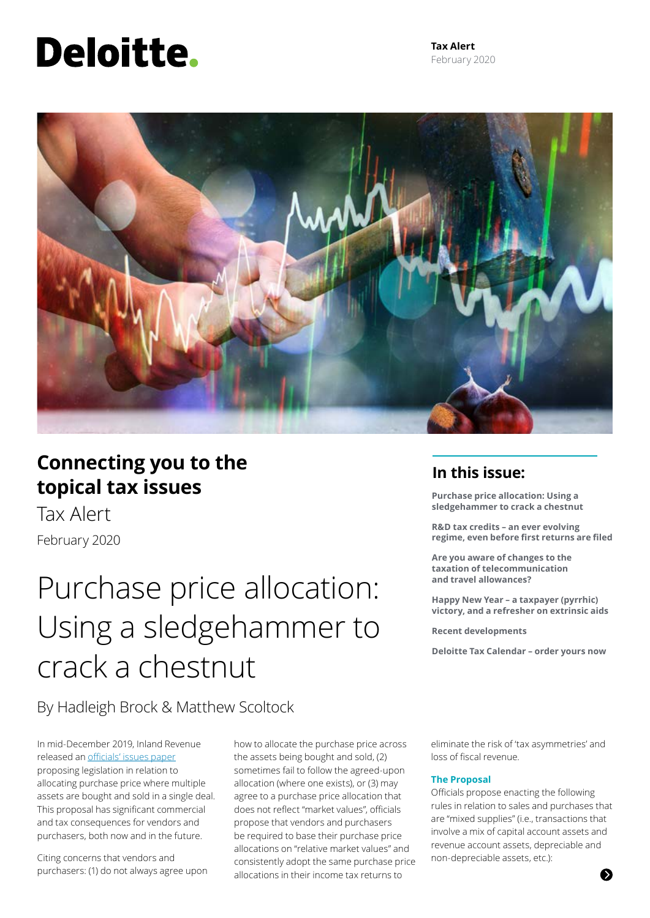# Deloitte.

**Tax Alert**
February 2020

## Connecting you to the topical tax issues

Tax Alert

February 2020

### In this issue:

**Purchase price allocation: Using a sledgehammer to crack a chestnut**

**R&D tax credits – an ever evolving regime, even before first returns are filed**

**Are you aware of changes to the taxation of telecommunication and travel allowances?**

**Happy New Year – a taxpayer (pyrrhic) victory, and a refresher on extrinsic aids**

**Recent developments**

**Deloitte Tax Calendar – order yours now**

# Purchase price allocation: Using a sledgehammer to crack a chestnut

By Hadleigh Brock & Matthew Scoltock

In mid-December 2019, Inland Revenue released an officials' issues paper proposing legislation in relation to allocating purchase price where multiple assets are bought and sold in a single deal. This proposal has significant commercial and tax consequences for vendors and purchasers, both now and in the future.

Citing concerns that vendors and purchasers: (1) do not always agree upon how to allocate the purchase price across the assets being bought and sold, (2) sometimes fail to follow the agreed-upon allocation (where one exists), or (3) may agree to a purchase price allocation that does not reflect "market values", officials propose that vendors and purchasers be required to base their purchase price allocations on "relative market values" and consistently adopt the same purchase price allocations in their income tax returns to eliminate the risk of 'tax asymmetries' and loss of fiscal revenue.

### The Proposal

Officials propose enacting the following rules in relation to sales and purchases that are "mixed supplies" (i.e., transactions that involve a mix of capital account assets and revenue account assets, depreciable and non-depreciable assets, etc.):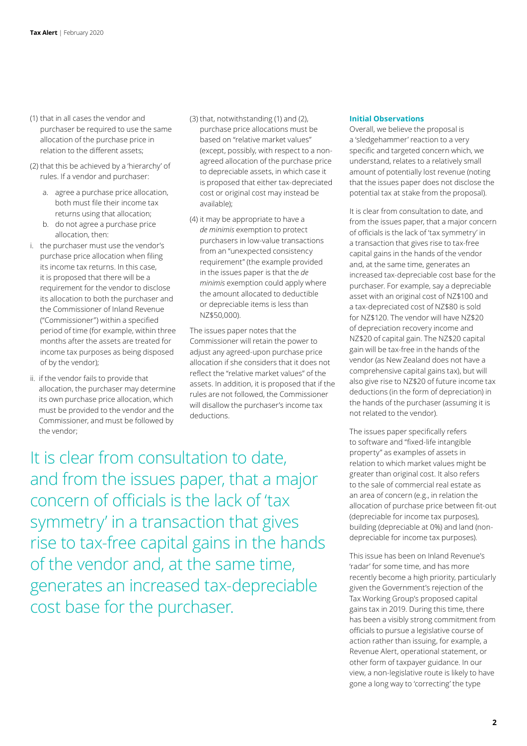(1) that in all cases the vendor and purchaser be required to use the same allocation of the purchase price in relation to the different assets;

(2) that this be achieved by a 'hierarchy' of rules. If a vendor and purchaser:

   a. agree a purchase price allocation, both must file their income tax returns using that allocation;
   b. do not agree a purchase price allocation, then:

i. the purchaser must use the vendor's purchase price allocation when filing its income tax returns. In this case, it is proposed that there will be a requirement for the vendor to disclose its allocation to both the purchaser and the Commissioner of Inland Revenue ("Commissioner") within a specified period of time (for example, within three months after the assets are treated for income tax purposes as being disposed of by the vendor);

ii. if the vendor fails to provide that allocation, the purchaser may determine its own purchase price allocation, which must be provided to the vendor and the Commissioner, and must be followed by the vendor;

(3) that, notwithstanding (1) and (2), purchase price allocations must be based on "relative market values" (except, possibly, with respect to a non-agreed allocation of the purchase price to depreciable assets, in which case it is proposed that either tax-depreciated cost or original cost may instead be available);

(4) it may be appropriate to have a *de minimis* exemption to protect purchasers in low-value transactions from an "unexpected consistency requirement" (the example provided in the issues paper is that the *de minimis* exemption could apply where the amount allocated to deductible or depreciable items is less than NZ$50,000).

The issues paper notes that the Commissioner will retain the power to adjust any agreed-upon purchase price allocation if she considers that it does not reflect the "relative market values" of the assets. In addition, it is proposed that if the rules are not followed, the Commissioner will disallow the purchaser's income tax deductions.

> It is clear from consultation to date, and from the issues paper, that a major concern of officials is the lack of 'tax symmetry' in a transaction that gives rise to tax-free capital gains in the hands of the vendor and, at the same time, generates an increased tax-depreciable cost base for the purchaser.

### Initial Observations

Overall, we believe the proposal is a 'sledgehammer' reaction to a very specific and targeted concern which, we understand, relates to a relatively small amount of potentially lost revenue (noting that the issues paper does not disclose the potential tax at stake from the proposal).

It is clear from consultation to date, and from the issues paper, that a major concern of officials is the lack of 'tax symmetry' in a transaction that gives rise to tax-free capital gains in the hands of the vendor and, at the same time, generates an increased tax-depreciable cost base for the purchaser. For example, say a depreciable asset with an original cost of NZ$100 and a tax-depreciated cost of NZ$80 is sold for NZ$120. The vendor will have NZ$20 of depreciation recovery income and NZ$20 of capital gain. The NZ$20 capital gain will be tax-free in the hands of the vendor (as New Zealand does not have a comprehensive capital gains tax), but will also give rise to NZ$20 of future income tax deductions (in the form of depreciation) in the hands of the purchaser (assuming it is not related to the vendor).

The issues paper specifically refers to software and "fixed-life intangible property" as examples of assets in relation to which market values might be greater than original cost. It also refers to the sale of commercial real estate as an area of concern (e.g., in relation the allocation of purchase price between fit-out (depreciable for income tax purposes), building (depreciable at 0%) and land (non-depreciable for income tax purposes).

This issue has been on Inland Revenue's 'radar' for some time, and has more recently become a high priority, particularly given the Government's rejection of the Tax Working Group's proposed capital gains tax in 2019. During this time, there has been a visibly strong commitment from officials to pursue a legislative course of action rather than issuing, for example, a Revenue Alert, operational statement, or other form of taxpayer guidance. In our view, a non-legislative route is likely to have gone a long way to 'correcting' the type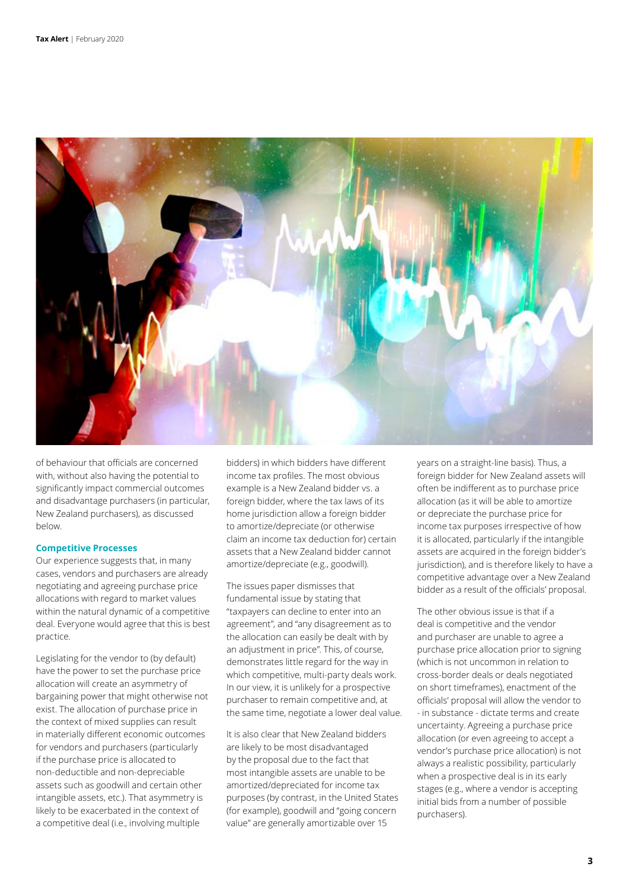of behaviour that officials are concerned with, without also having the potential to significantly impact commercial outcomes and disadvantage purchasers (in particular, New Zealand purchasers), as discussed below.

### Competitive Processes

Our experience suggests that, in many cases, vendors and purchasers are already negotiating and agreeing purchase price allocations with regard to market values within the natural dynamic of a competitive deal. Everyone would agree that this is best practice.

Legislating for the vendor to (by default) have the power to set the purchase price allocation will create an asymmetry of bargaining power that might otherwise not exist. The allocation of purchase price in the context of mixed supplies can result in materially different economic outcomes for vendors and purchasers (particularly if the purchase price is allocated to non-deductible and non-depreciable assets such as goodwill and certain other intangible assets, etc.). That asymmetry is likely to be exacerbated in the context of a competitive deal (i.e., involving multiple bidders) in which bidders have different income tax profiles. The most obvious example is a New Zealand bidder vs. a foreign bidder, where the tax laws of its home jurisdiction allow a foreign bidder to amortize/depreciate (or otherwise claim an income tax deduction for) certain assets that a New Zealand bidder cannot amortize/depreciate (e.g., goodwill).

The issues paper dismisses that fundamental issue by stating that "taxpayers can decline to enter into an agreement", and "any disagreement as to the allocation can easily be dealt with by an adjustment in price". This, of course, demonstrates little regard for the way in which competitive, multi-party deals work. In our view, it is unlikely for a prospective purchaser to remain competitive and, at the same time, negotiate a lower deal value.

It is also clear that New Zealand bidders are likely to be most disadvantaged by the proposal due to the fact that most intangible assets are unable to be amortized/depreciated for income tax purposes (by contrast, in the United States (for example), goodwill and "going concern value" are generally amortizable over 15 years on a straight-line basis). Thus, a foreign bidder for New Zealand assets will often be indifferent as to purchase price allocation (as it will be able to amortize or depreciate the purchase price for income tax purposes irrespective of how it is allocated, particularly if the intangible assets are acquired in the foreign bidder's jurisdiction), and is therefore likely to have a competitive advantage over a New Zealand bidder as a result of the officials' proposal.

The other obvious issue is that if a deal is competitive and the vendor and purchaser are unable to agree a purchase price allocation prior to signing (which is not uncommon in relation to cross-border deals or deals negotiated on short timeframes), enactment of the officials' proposal will allow the vendor to - in substance - dictate terms and create uncertainty. Agreeing a purchase price allocation (or even agreeing to accept a vendor's purchase price allocation) is not always a realistic possibility, particularly when a prospective deal is in its early stages (e.g., where a vendor is accepting initial bids from a number of possible purchasers).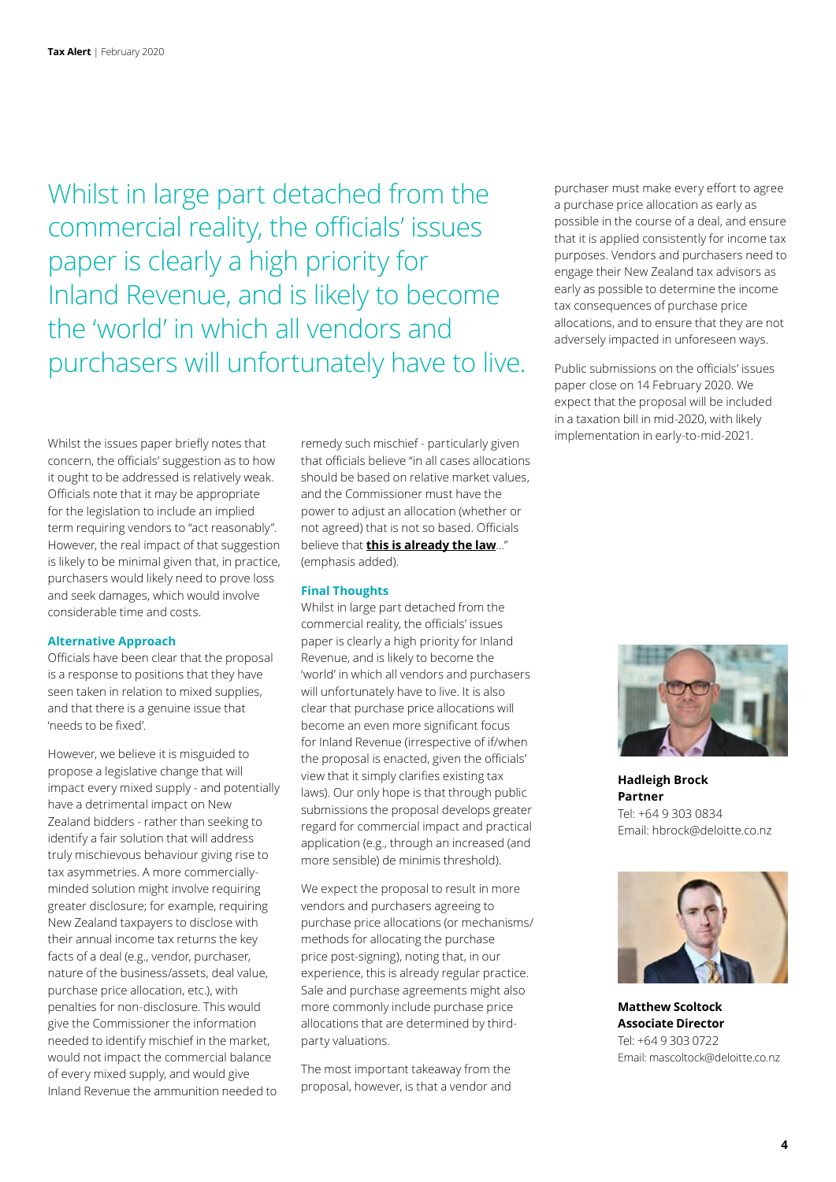> Whilst in large part detached from the commercial reality, the officials' issues paper is clearly a high priority for Inland Revenue, and is likely to become the 'world' in which all vendors and purchasers will unfortunately have to live.

Whilst the issues paper briefly notes that concern, the officials' suggestion as to how it ought to be addressed is relatively weak. Officials note that it may be appropriate for the legislation to include an implied term requiring vendors to "act reasonably". However, the real impact of that suggestion is likely to be minimal given that, in practice, purchasers would likely need to prove loss and seek damages, which would involve considerable time and costs.

### Alternative Approach

Officials have been clear that the proposal is a response to positions that they have seen taken in relation to mixed supplies, and that there is a genuine issue that 'needs to be fixed'.

However, we believe it is misguided to propose a legislative change that will impact every mixed supply - and potentially have a detrimental impact on New Zealand bidders - rather than seeking to identify a fair solution that will address truly mischievous behaviour giving rise to tax asymmetries. A more commercially-minded solution might involve requiring greater disclosure; for example, requiring New Zealand taxpayers to disclose with their annual income tax returns the key facts of a deal (e.g., vendor, purchaser, nature of the business/assets, deal value, purchase price allocation, etc.), with penalties for non-disclosure. This would give the Commissioner the information needed to identify mischief in the market, would not impact the commercial balance of every mixed supply, and would give Inland Revenue the ammunition needed to remedy such mischief - particularly given that officials believe "in all cases allocations should be based on relative market values, and the Commissioner must have the power to adjust an allocation (whether or not agreed) that is not so based. Officials believe that **this is already the law**..." (emphasis added).

### Final Thoughts

Whilst in large part detached from the commercial reality, the officials' issues paper is clearly a high priority for Inland Revenue, and is likely to become the 'world' in which all vendors and purchasers will unfortunately have to live. It is also clear that purchase price allocations will become an even more significant focus for Inland Revenue (irrespective of if/when the proposal is enacted, given the officials' view that it simply clarifies existing tax laws). Our only hope is that through public submissions the proposal develops greater regard for commercial impact and practical application (e.g., through an increased (and more sensible) de minimis threshold).

We expect the proposal to result in more vendors and purchasers agreeing to purchase price allocations (or mechanisms/methods for allocating the purchase price post-signing), noting that, in our experience, this is already regular practice. Sale and purchase agreements might also more commonly include purchase price allocations that are determined by third-party valuations.

The most important takeaway from the proposal, however, is that a vendor and purchaser must make every effort to agree a purchase price allocation as early as possible in the course of a deal, and ensure that it is applied consistently for income tax purposes. Vendors and purchasers need to engage their New Zealand tax advisors as early as possible to determine the income tax consequences of purchase price allocations, and to ensure that they are not adversely impacted in unforeseen ways.

Public submissions on the officials' issues paper close on 14 February 2020. We expect that the proposal will be included in a taxation bill in mid-2020, with likely implementation in early-to-mid-2021.

**Hadleigh Brock**
**Partner**
Tel: +64 9 303 0834
Email: hbrock@deloitte.co.nz

**Matthew Scoltock**
**Associate Director**
Tel: +64 9 303 0722
Email: mascoltock@deloitte.co.nz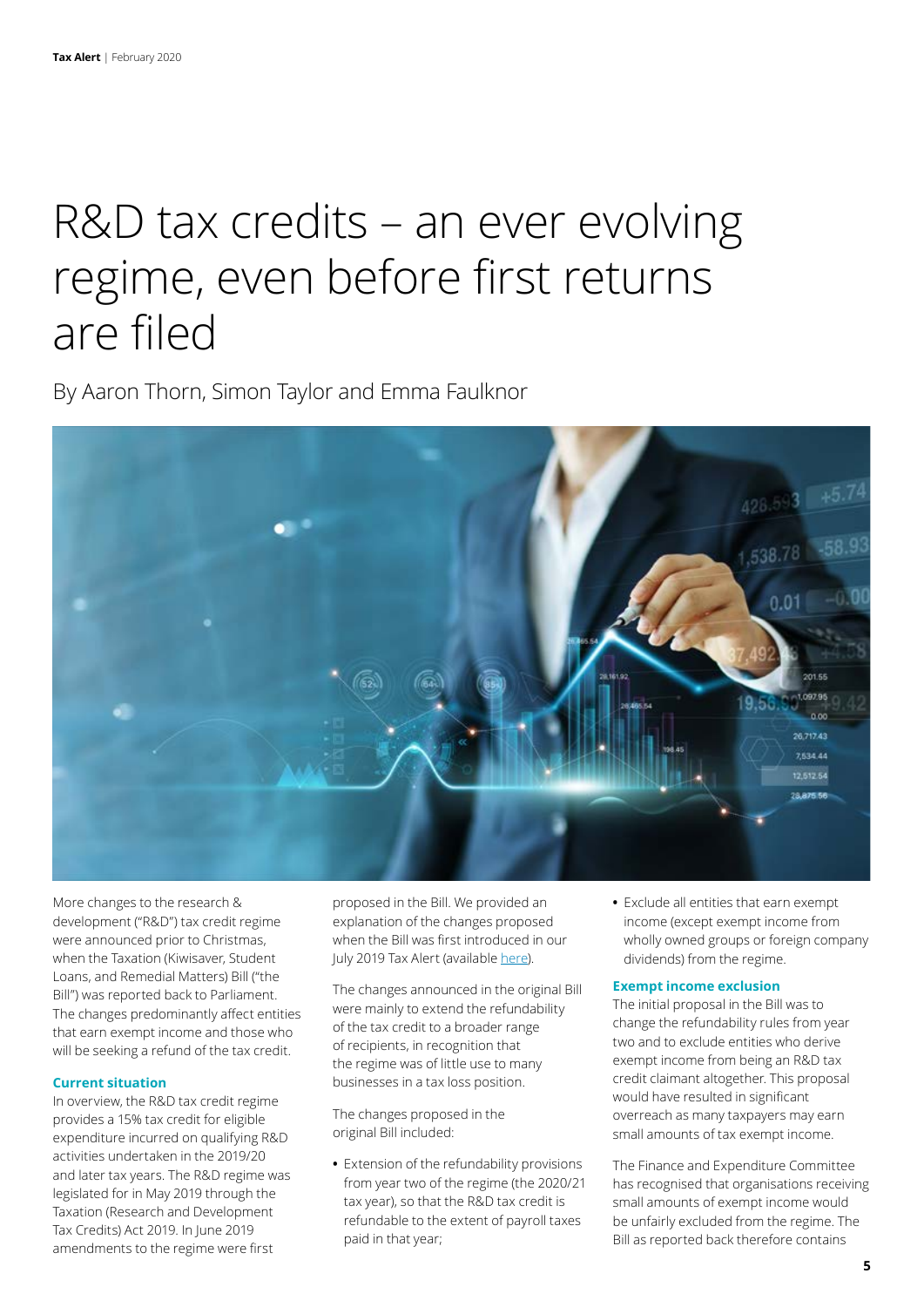# R&D tax credits – an ever evolving regime, even before first returns are filed

By Aaron Thorn, Simon Taylor and Emma Faulknor

More changes to the research & development ("R&D") tax credit regime were announced prior to Christmas, when the Taxation (Kiwisaver, Student Loans, and Remedial Matters) Bill ("the Bill") was reported back to Parliament. The changes predominantly affect entities that earn exempt income and those who will be seeking a refund of the tax credit.

### Current situation

In overview, the R&D tax credit regime provides a 15% tax credit for eligible expenditure incurred on qualifying R&D activities undertaken in the 2019/20 and later tax years. The R&D regime was legislated for in May 2019 through the Taxation (Research and Development Tax Credits) Act 2019. In June 2019 amendments to the regime were first proposed in the Bill. We provided an explanation of the changes proposed when the Bill was first introduced in our July 2019 Tax Alert (available here).

The changes announced in the original Bill were mainly to extend the refundability of the tax credit to a broader range of recipients, in recognition that the regime was of little use to many businesses in a tax loss position.

The changes proposed in the original Bill included:

- Extension of the refundability provisions from year two of the regime (the 2020/21 tax year), so that the R&D tax credit is refundable to the extent of payroll taxes paid in that year;
- Exclude all entities that earn exempt income (except exempt income from wholly owned groups or foreign company dividends) from the regime.

### Exempt income exclusion

The initial proposal in the Bill was to change the refundability rules from year two and to exclude entities who derive exempt income from being an R&D tax credit claimant altogether. This proposal would have resulted in significant overreach as many taxpayers may earn small amounts of tax exempt income.

The Finance and Expenditure Committee has recognised that organisations receiving small amounts of exempt income would be unfairly excluded from the regime. The Bill as reported back therefore contains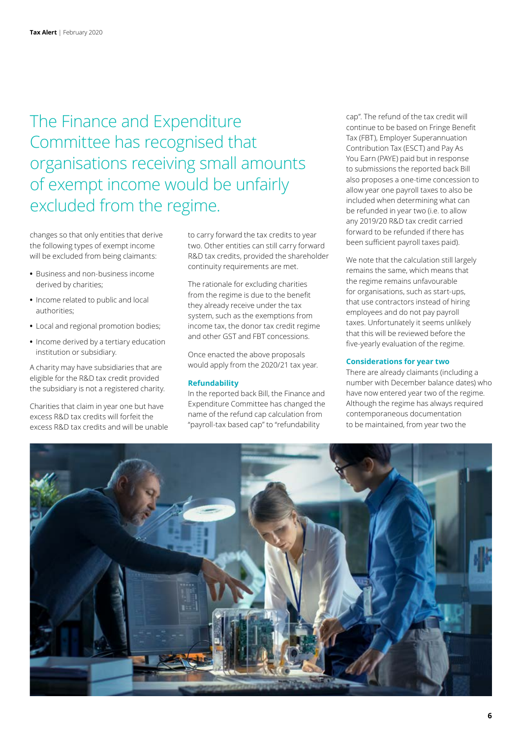> The Finance and Expenditure Committee has recognised that organisations receiving small amounts of exempt income would be unfairly excluded from the regime.

changes so that only entities that derive the following types of exempt income will be excluded from being claimants:

- Business and non-business income derived by charities;
- Income related to public and local authorities;
- Local and regional promotion bodies;
- Income derived by a tertiary education institution or subsidiary.

A charity may have subsidiaries that are eligible for the R&D tax credit provided the subsidiary is not a registered charity.

Charities that claim in year one but have excess R&D tax credits will forfeit the excess R&D tax credits and will be unable to carry forward the tax credits to year two. Other entities can still carry forward R&D tax credits, provided the shareholder continuity requirements are met.

The rationale for excluding charities from the regime is due to the benefit they already receive under the tax system, such as the exemptions from income tax, the donor tax credit regime and other GST and FBT concessions.

Once enacted the above proposals would apply from the 2020/21 tax year.

### Refundability

In the reported back Bill, the Finance and Expenditure Committee has changed the name of the refund cap calculation from "payroll-tax based cap" to "refundability cap". The refund of the tax credit will continue to be based on Fringe Benefit Tax (FBT), Employer Superannuation Contribution Tax (ESCT) and Pay As You Earn (PAYE) paid but in response to submissions the reported back Bill also proposes a one-time concession to allow year one payroll taxes to also be included when determining what can be refunded in year two (i.e. to allow any 2019/20 R&D tax credit carried forward to be refunded if there has been sufficient payroll taxes paid).

We note that the calculation still largely remains the same, which means that the regime remains unfavourable for organisations, such as start-ups, that use contractors instead of hiring employees and do not pay payroll taxes. Unfortunately it seems unlikely that this will be reviewed before the five-yearly evaluation of the regime.

### Considerations for year two

There are already claimants (including a number with December balance dates) who have now entered year two of the regime. Although the regime has always required contemporaneous documentation to be maintained, from year two the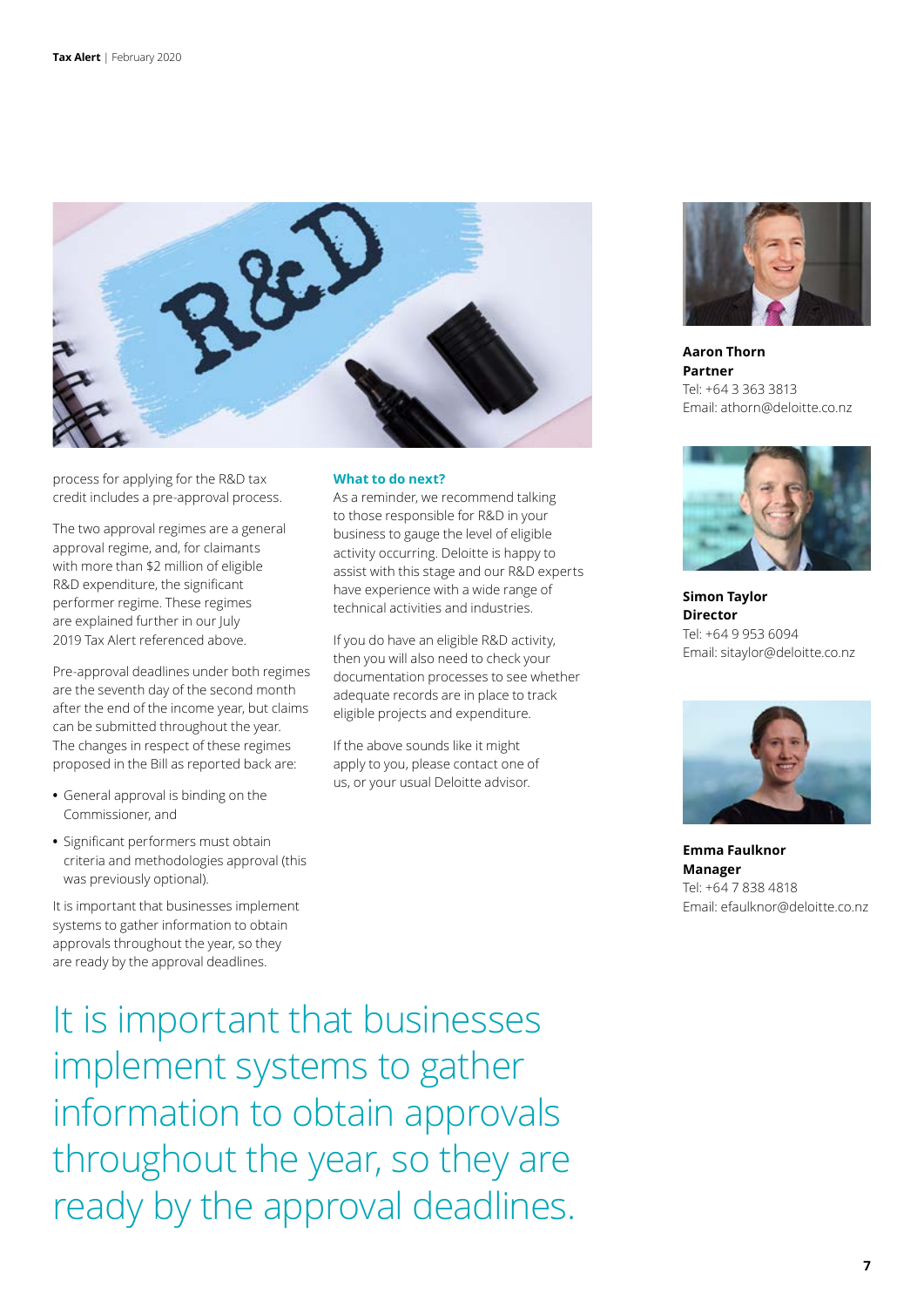process for applying for the R&D tax credit includes a pre-approval process.

The two approval regimes are a general approval regime, and, for claimants with more than $2 million of eligible R&D expenditure, the significant performer regime. These regimes are explained further in our July 2019 Tax Alert referenced above.

Pre-approval deadlines under both regimes are the seventh day of the second month after the end of the income year, but claims can be submitted throughout the year. The changes in respect of these regimes proposed in the Bill as reported back are:

- General approval is binding on the Commissioner, and
- Significant performers must obtain criteria and methodologies approval (this was previously optional).

It is important that businesses implement systems to gather information to obtain approvals throughout the year, so they are ready by the approval deadlines.

### What to do next?

As a reminder, we recommend talking to those responsible for R&D in your business to gauge the level of eligible activity occurring. Deloitte is happy to assist with this stage and our R&D experts have experience with a wide range of technical activities and industries.

If you do have an eligible R&D activity, then you will also need to check your documentation processes to see whether adequate records are in place to track eligible projects and expenditure.

If the above sounds like it might apply to you, please contact one of us, or your usual Deloitte advisor.

> It is important that businesses implement systems to gather information to obtain approvals throughout the year, so they are ready by the approval deadlines.

**Aaron Thorn**
**Partner**
Tel: +64 3 363 3813
Email: athorn@deloitte.co.nz

**Simon Taylor**
**Director**
Tel: +64 9 953 6094
Email: sitaylor@deloitte.co.nz

**Emma Faulknor**
**Manager**
Tel: +64 7 838 4818
Email: efaulknor@deloitte.co.nz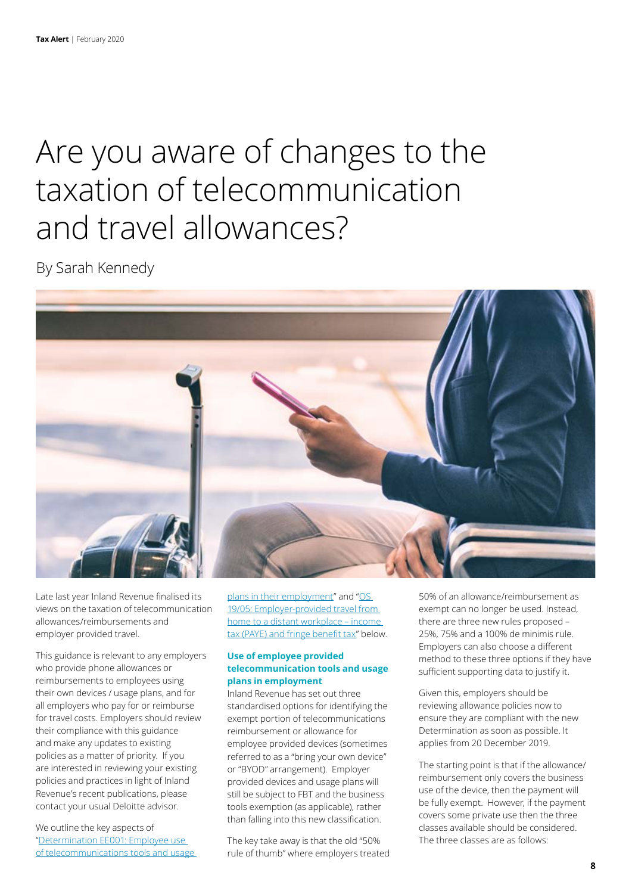# Are you aware of changes to the taxation of telecommunication and travel allowances?

By Sarah Kennedy

Late last year Inland Revenue finalised its views on the taxation of telecommunication allowances/reimbursements and employer provided travel.

This guidance is relevant to any employers who provide phone allowances or reimbursements to employees using their own devices / usage plans, and for all employers who pay for or reimburse for travel costs. Employers should review their compliance with this guidance and make any updates to existing policies as a matter of priority. If you are interested in reviewing your existing policies and practices in light of Inland Revenue's recent publications, please contact your usual Deloitte advisor.

We outline the key aspects of "Determination EE001: Employee use of telecommunications tools and usage plans in their employment" and "OS 19/05: Employer-provided travel from home to a distant workplace – income tax (PAYE) and fringe benefit tax" below.

### Use of employee provided telecommunication tools and usage plans in employment

Inland Revenue has set out three standardised options for identifying the exempt portion of telecommunications reimbursement or allowance for employee provided devices (sometimes referred to as a "bring your own device" or "BYOD" arrangement). Employer provided devices and usage plans will still be subject to FBT and the business tools exemption (as applicable), rather than falling into this new classification.

The key take away is that the old "50% rule of thumb" where employers treated 50% of an allowance/reimbursement as exempt can no longer be used. Instead, there are three new rules proposed – 25%, 75% and a 100% de minimis rule. Employers can also choose a different method to these three options if they have sufficient supporting data to justify it.

Given this, employers should be reviewing allowance policies now to ensure they are compliant with the new Determination as soon as possible. It applies from 20 December 2019.

The starting point is that if the allowance/reimbursement only covers the business use of the device, then the payment will be fully exempt. However, if the payment covers some private use then the three classes available should be considered. The three classes are as follows: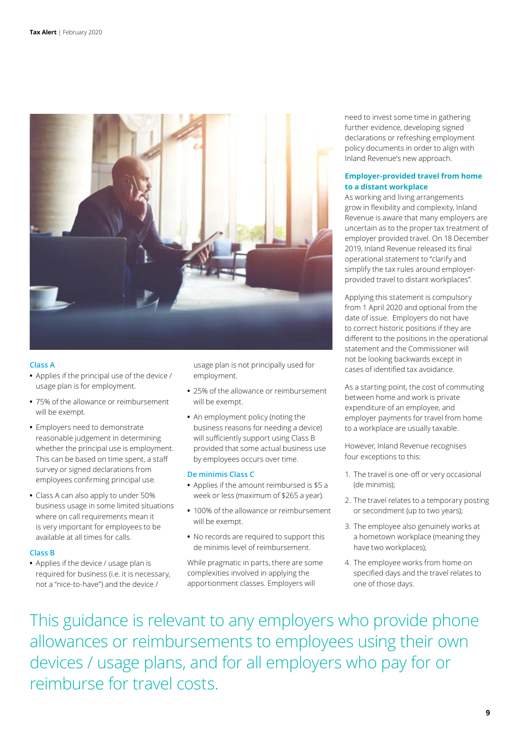### Class A

- Applies if the principal use of the device / usage plan is for employment.
- 75% of the allowance or reimbursement will be exempt.
- Employers need to demonstrate reasonable judgement in determining whether the principal use is employment. This can be based on time spent, a staff survey or signed declarations from employees confirming principal use.
- Class A can also apply to under 50% business usage in some limited situations where on call requirements mean it is very important for employees to be available at all times for calls.

### Class B

- Applies if the device / usage plan is required for business (i.e. it is necessary, not a "nice-to-have") and the device / usage plan is not principally used for employment.
- 25% of the allowance or reimbursement will be exempt.
- An employment policy (noting the business reasons for needing a device) will sufficiently support using Class B provided that some actual business use by employees occurs over time.

### De minimis Class C

- Applies if the amount reimbursed is $5 a week or less (maximum of $265 a year).
- 100% of the allowance or reimbursement will be exempt.
- No records are required to support this de minimis level of reimbursement.

While pragmatic in parts, there are some complexities involved in applying the apportionment classes. Employers will need to invest some time in gathering further evidence, developing signed declarations or refreshing employment policy documents in order to align with Inland Revenue's new approach.

### Employer-provided travel from home to a distant workplace

As working and living arrangements grow in flexibility and complexity, Inland Revenue is aware that many employers are uncertain as to the proper tax treatment of employer provided travel. On 18 December 2019, Inland Revenue released its final operational statement to "clarify and simplify the tax rules around employer-provided travel to distant workplaces".

Applying this statement is compulsory from 1 April 2020 and optional from the date of issue. Employers do not have to correct historic positions if they are different to the positions in the operational statement and the Commissioner will not be looking backwards except in cases of identified tax avoidance.

As a starting point, the cost of commuting between home and work is private expenditure of an employee, and employer payments for travel from home to a workplace are usually taxable.

However, Inland Revenue recognises four exceptions to this:

1. The travel is one-off or very occasional (de minimis);
2. The travel relates to a temporary posting or secondment (up to two years);
3. The employee also genuinely works at a hometown workplace (meaning they have two workplaces);
4. The employee works from home on specified days and the travel relates to one of those days.

This guidance is relevant to any employers who provide phone allowances or reimbursements to employees using their own devices / usage plans, and for all employers who pay for or reimburse for travel costs.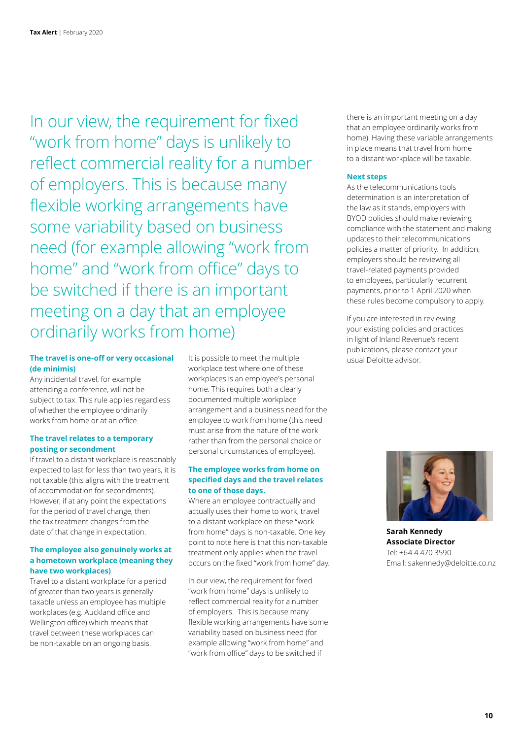In our view, the requirement for fixed "work from home" days is unlikely to reflect commercial reality for a number of employers. This is because many flexible working arrangements have some variability based on business need (for example allowing "work from home" and "work from office" days to be switched if there is an important meeting on a day that an employee ordinarily works from home)

### The travel is one-off or very occasional (de minimis)

Any incidental travel, for example attending a conference, will not be subject to tax. This rule applies regardless of whether the employee ordinarily works from home or at an office.

### The travel relates to a temporary posting or secondment

If travel to a distant workplace is reasonably expected to last for less than two years, it is not taxable (this aligns with the treatment of accommodation for secondments). However, if at any point the expectations for the period of travel change, then the tax treatment changes from the date of that change in expectation.

### The employee also genuinely works at a hometown workplace (meaning they have two workplaces)

Travel to a distant workplace for a period of greater than two years is generally taxable unless an employee has multiple workplaces (e.g. Auckland office and Wellington office) which means that travel between these workplaces can be non-taxable on an ongoing basis.

It is possible to meet the multiple workplace test where one of these workplaces is an employee's personal home. This requires both a clearly documented multiple workplace arrangement and a business need for the employee to work from home (this need must arise from the nature of the work rather than from the personal choice or personal circumstances of employee).

### The employee works from home on specified days and the travel relates to one of those days.

Where an employee contractually and actually uses their home to work, travel to a distant workplace on these "work from home" days is non-taxable. One key point to note here is that this non-taxable treatment only applies when the travel occurs on the fixed "work from home" day.

In our view, the requirement for fixed "work from home" days is unlikely to reflect commercial reality for a number of employers. This is because many flexible working arrangements have some variability based on business need (for example allowing "work from home" and "work from office" days to be switched if there is an important meeting on a day that an employee ordinarily works from home). Having these variable arrangements in place means that travel from home to a distant workplace will be taxable.

### Next steps

As the telecommunications tools determination is an interpretation of the law as it stands, employers with BYOD policies should make reviewing compliance with the statement and making updates to their telecommunications policies a matter of priority. In addition, employers should be reviewing all travel-related payments provided to employees, particularly recurrent payments, prior to 1 April 2020 when these rules become compulsory to apply.

If you are interested in reviewing your existing policies and practices in light of Inland Revenue's recent publications, please contact your usual Deloitte advisor.

**Sarah Kennedy**
**Associate Director**
Tel: +64 4 470 3590
Email: sakennedy@deloitte.co.nz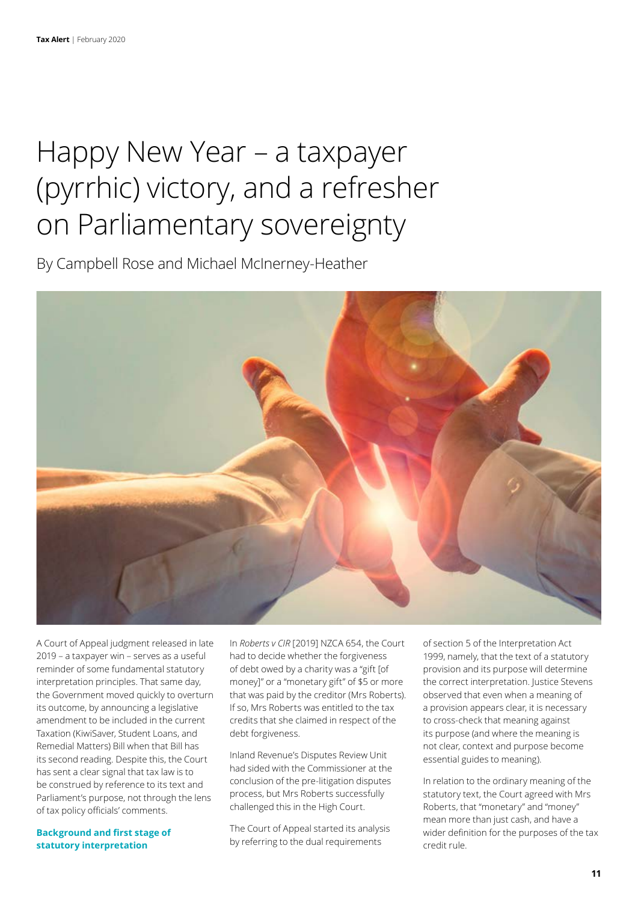# Happy New Year – a taxpayer (pyrrhic) victory, and a refresher on Parliamentary sovereignty

By Campbell Rose and Michael McInerney-Heather

A Court of Appeal judgment released in late 2019 – a taxpayer win – serves as a useful reminder of some fundamental statutory interpretation principles. That same day, the Government moved quickly to overturn its outcome, by announcing a legislative amendment to be included in the current Taxation (KiwiSaver, Student Loans, and Remedial Matters) Bill when that Bill has its second reading. Despite this, the Court has sent a clear signal that tax law is to be construed by reference to its text and Parliament's purpose, not through the lens of tax policy officials' comments.

### Background and first stage of statutory interpretation

In *Roberts v CIR* [2019] NZCA 654, the Court had to decide whether the forgiveness of debt owed by a charity was a "gift [of money]" or a "monetary gift" of $5 or more that was paid by the creditor (Mrs Roberts). If so, Mrs Roberts was entitled to the tax credits that she claimed in respect of the debt forgiveness.

Inland Revenue's Disputes Review Unit had sided with the Commissioner at the conclusion of the pre-litigation disputes process, but Mrs Roberts successfully challenged this in the High Court.

The Court of Appeal started its analysis by referring to the dual requirements of section 5 of the Interpretation Act 1999, namely, that the text of a statutory provision and its purpose will determine the correct interpretation. Justice Stevens observed that even when a meaning of a provision appears clear, it is necessary to cross-check that meaning against its purpose (and where the meaning is not clear, context and purpose become essential guides to meaning).

In relation to the ordinary meaning of the statutory text, the Court agreed with Mrs Roberts, that "monetary" and "money" mean more than just cash, and have a wider definition for the purposes of the tax credit rule.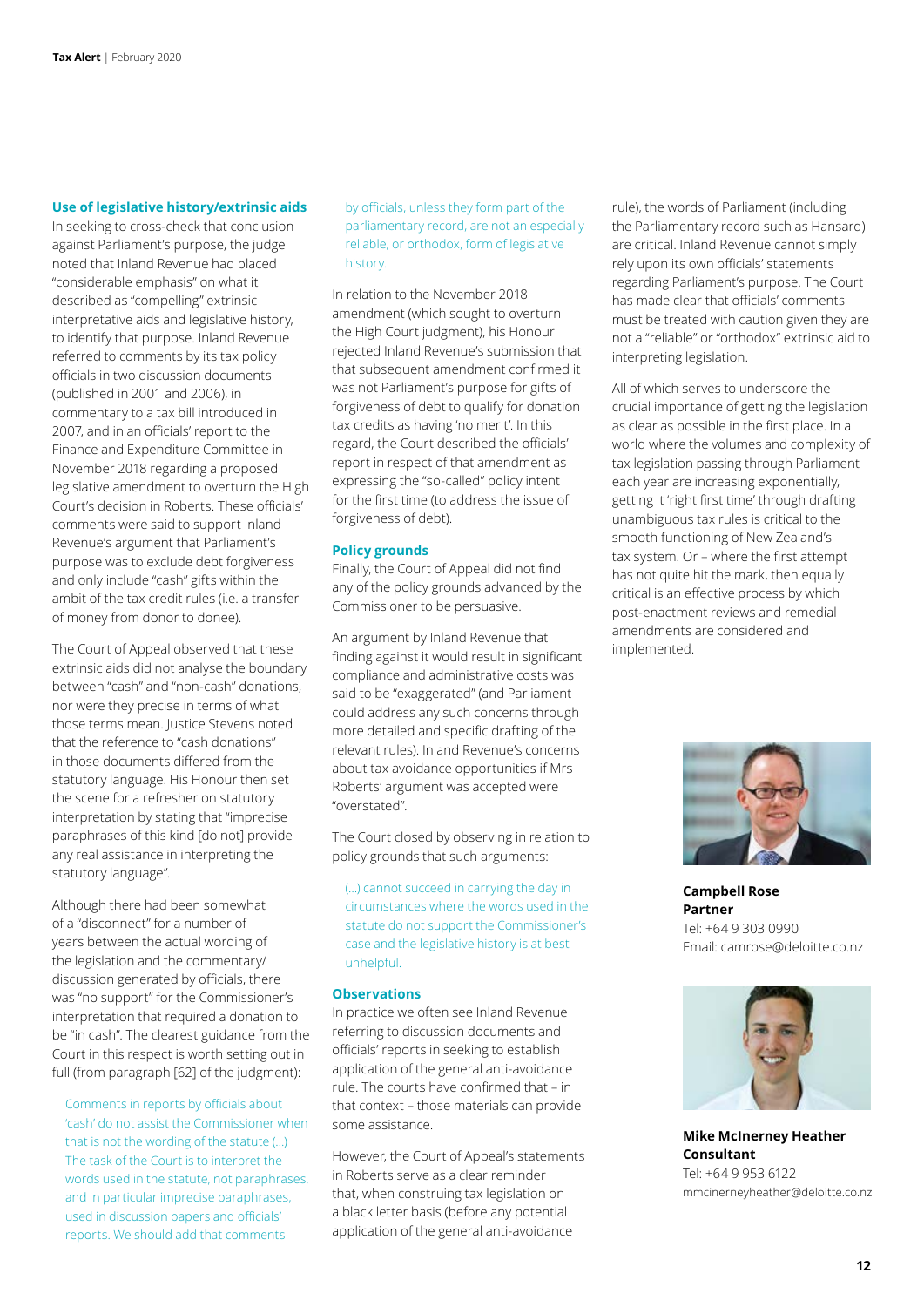### Use of legislative history/extrinsic aids

In seeking to cross-check that conclusion against Parliament's purpose, the judge noted that Inland Revenue had placed "considerable emphasis" on what it described as "compelling" extrinsic interpretative aids and legislative history, to identify that purpose. Inland Revenue referred to comments by its tax policy officials in two discussion documents (published in 2001 and 2006), in commentary to a tax bill introduced in 2007, and in an officials' report to the Finance and Expenditure Committee in November 2018 regarding a proposed legislative amendment to overturn the High Court's decision in Roberts. These officials' comments were said to support Inland Revenue's argument that Parliament's purpose was to exclude debt forgiveness and only include "cash" gifts within the ambit of the tax credit rules (i.e. a transfer of money from donor to donee).

The Court of Appeal observed that these extrinsic aids did not analyse the boundary between "cash" and "non-cash" donations, nor were they precise in terms of what those terms mean. Justice Stevens noted that the reference to "cash donations" in those documents differed from the statutory language. His Honour then set the scene for a refresher on statutory interpretation by stating that "imprecise paraphrases of this kind [do not] provide any real assistance in interpreting the statutory language".

Although there had been somewhat of a "disconnect" for a number of years between the actual wording of the legislation and the commentary/discussion generated by officials, there was "no support" for the Commissioner's interpretation that required a donation to be "in cash". The clearest guidance from the Court in this respect is worth setting out in full (from paragraph [62] of the judgment):

> Comments in reports by officials about 'cash' do not assist the Commissioner when that is not the wording of the statute (...) The task of the Court is to interpret the words used in the statute, not paraphrases, and in particular imprecise paraphrases, used in discussion papers and officials' reports. We should add that comments by officials, unless they form part of the parliamentary record, are not an especially reliable, or orthodox, form of legislative history.

In relation to the November 2018 amendment (which sought to overturn the High Court judgment), his Honour rejected Inland Revenue's submission that that subsequent amendment confirmed it was not Parliament's purpose for gifts of forgiveness of debt to qualify for donation tax credits as having 'no merit'. In this regard, the Court described the officials' report in respect of that amendment as expressing the "so-called" policy intent for the first time (to address the issue of forgiveness of debt).

### Policy grounds

Finally, the Court of Appeal did not find any of the policy grounds advanced by the Commissioner to be persuasive.

An argument by Inland Revenue that finding against it would result in significant compliance and administrative costs was said to be "exaggerated" (and Parliament could address any such concerns through more detailed and specific drafting of the relevant rules). Inland Revenue's concerns about tax avoidance opportunities if Mrs Roberts' argument was accepted were "overstated".

The Court closed by observing in relation to policy grounds that such arguments:

> (...) cannot succeed in carrying the day in circumstances where the words used in the statute do not support the Commissioner's case and the legislative history is at best unhelpful.

### Observations

In practice we often see Inland Revenue referring to discussion documents and officials' reports in seeking to establish application of the general anti-avoidance rule. The courts have confirmed that – in that context – those materials can provide some assistance.

However, the Court of Appeal's statements in Roberts serve as a clear reminder that, when construing tax legislation on a black letter basis (before any potential application of the general anti-avoidance rule), the words of Parliament (including the Parliamentary record such as Hansard) are critical. Inland Revenue cannot simply rely upon its own officials' statements regarding Parliament's purpose. The Court has made clear that officials' comments must be treated with caution given they are not a "reliable" or "orthodox" extrinsic aid to interpreting legislation.

All of which serves to underscore the crucial importance of getting the legislation as clear as possible in the first place. In a world where the volumes and complexity of tax legislation passing through Parliament each year are increasing exponentially, getting it 'right first time' through drafting unambiguous tax rules is critical to the smooth functioning of New Zealand's tax system. Or – where the first attempt has not quite hit the mark, then equally critical is an effective process by which post-enactment reviews and remedial amendments are considered and implemented.

**Campbell Rose**
**Partner**
Tel: +64 9 303 0990
Email: camrose@deloitte.co.nz

**Mike McInerney Heather**
**Consultant**
Tel: +64 9 953 6122
mmcinerneyheather@deloitte.co.nz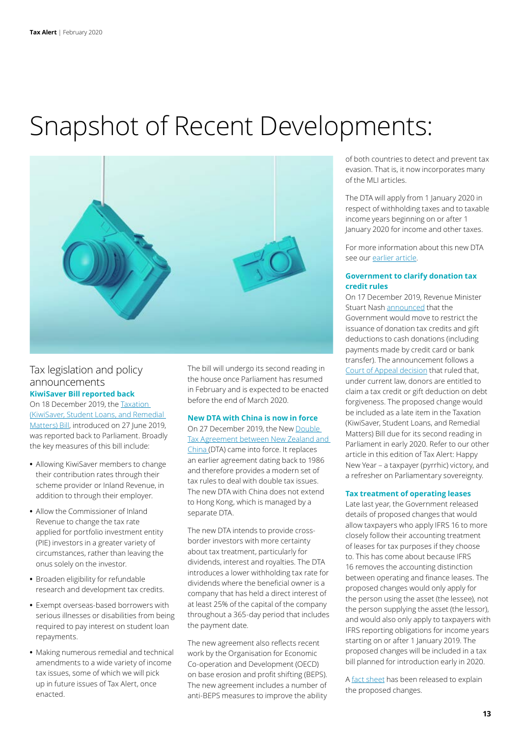# Snapshot of Recent Developments:

## Tax legislation and policy announcements

### KiwiSaver Bill reported back

On 18 December 2019, the Taxation (KiwiSaver, Student Loans, and Remedial Matters) Bill, introduced on 27 June 2019, was reported back to Parliament. Broadly the key measures of this bill include:

- Allowing KiwiSaver members to change their contribution rates through their scheme provider or Inland Revenue, in addition to through their employer.
- Allow the Commissioner of Inland Revenue to change the tax rate applied for portfolio investment entity (PIE) investors in a greater variety of circumstances, rather than leaving the onus solely on the investor.
- Broaden eligibility for refundable research and development tax credits.
- Exempt overseas-based borrowers with serious illnesses or disabilities from being required to pay interest on student loan repayments.
- Making numerous remedial and technical amendments to a wide variety of income tax issues, some of which we will pick up in future issues of Tax Alert, once enacted.

The bill will undergo its second reading in the house once Parliament has resumed in February and is expected to be enacted before the end of March 2020.

### New DTA with China is now in force

On 27 December 2019, the New Double Tax Agreement between New Zealand and China (DTA) came into force. It replaces an earlier agreement dating back to 1986 and therefore provides a modern set of tax rules to deal with double tax issues. The new DTA with China does not extend to Hong Kong, which is managed by a separate DTA.

The new DTA intends to provide cross-border investors with more certainty about tax treatment, particularly for dividends, interest and royalties. The DTA introduces a lower withholding tax rate for dividends where the beneficial owner is a company that has held a direct interest of at least 25% of the capital of the company throughout a 365-day period that includes the payment date.

The new agreement also reflects recent work by the Organisation for Economic Co-operation and Development (OECD) on base erosion and profit shifting (BEPS). The new agreement includes a number of anti-BEPS measures to improve the ability of both countries to detect and prevent tax evasion. That is, it now incorporates many of the MLI articles.

The DTA will apply from 1 January 2020 in respect of withholding taxes and to taxable income years beginning on or after 1 January 2020 for income and other taxes.

For more information about this new DTA see our earlier article.

### Government to clarify donation tax credit rules

On 17 December 2019, Revenue Minister Stuart Nash announced that the Government would move to restrict the issuance of donation tax credits and gift deductions to cash donations (including payments made by credit card or bank transfer). The announcement follows a Court of Appeal decision that ruled that, under current law, donors are entitled to claim a tax credit or gift deduction on debt forgiveness. The proposed change would be included as a late item in the Taxation (KiwiSaver, Student Loans, and Remedial Matters) Bill due for its second reading in Parliament in early 2020. Refer to our other article in this edition of Tax Alert: Happy New Year – a taxpayer (pyrrhic) victory, and a refresher on Parliamentary sovereignty.

### Tax treatment of operating leases

Late last year, the Government released details of proposed changes that would allow taxpayers who apply IFRS 16 to more closely follow their accounting treatment of leases for tax purposes if they choose to. This has come about because IFRS 16 removes the accounting distinction between operating and finance leases. The proposed changes would only apply for the person using the asset (the lessee), not the person supplying the asset (the lessor), and would also only apply to taxpayers with IFRS reporting obligations for income years starting on or after 1 January 2019. The proposed changes will be included in a tax bill planned for introduction early in 2020.

A fact sheet has been released to explain the proposed changes.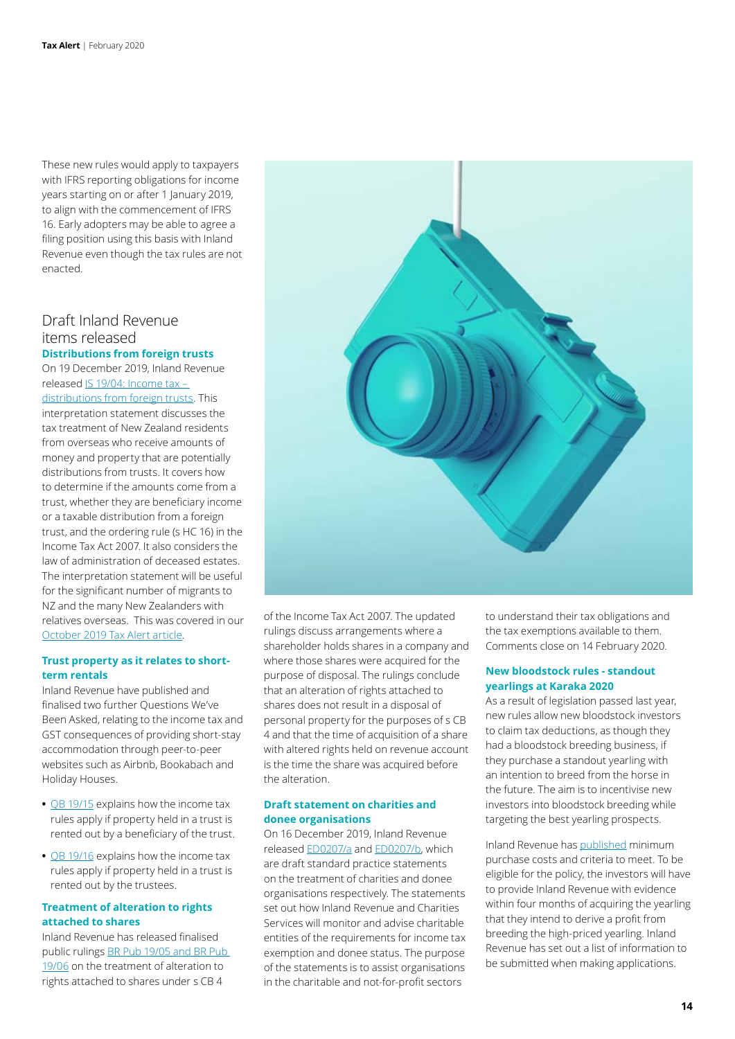These new rules would apply to taxpayers with IFRS reporting obligations for income years starting on or after 1 January 2019, to align with the commencement of IFRS 16. Early adopters may be able to agree a filing position using this basis with Inland Revenue even though the tax rules are not enacted.

## Draft Inland Revenue items released

### Distributions from foreign trusts

On 19 December 2019, Inland Revenue released IS 19/04: Income tax – distributions from foreign trusts. This interpretation statement discusses the tax treatment of New Zealand residents from overseas who receive amounts of money and property that are potentially distributions from trusts. It covers how to determine if the amounts come from a trust, whether they are beneficiary income or a taxable distribution from a foreign trust, and the ordering rule (s HC 16) in the Income Tax Act 2007. It also considers the law of administration of deceased estates. The interpretation statement will be useful for the significant number of migrants to NZ and the many New Zealanders with relatives overseas. This was covered in our October 2019 Tax Alert article.

### Trust property as it relates to short-term rentals

Inland Revenue have published and finalised two further Questions We've Been Asked, relating to the income tax and GST consequences of providing short-stay accommodation through peer-to-peer websites such as Airbnb, Bookabach and Holiday Houses.

- QB 19/15 explains how the income tax rules apply if property held in a trust is rented out by a beneficiary of the trust.
- QB 19/16 explains how the income tax rules apply if property held in a trust is rented out by the trustees.

### Treatment of alteration to rights attached to shares

Inland Revenue has released finalised public rulings BR Pub 19/05 and BR Pub 19/06 on the treatment of alteration to rights attached to shares under s CB 4 of the Income Tax Act 2007. The updated rulings discuss arrangements where a shareholder holds shares in a company and where those shares were acquired for the purpose of disposal. The rulings conclude that an alteration of rights attached to shares does not result in a disposal of personal property for the purposes of s CB 4 and that the time of acquisition of a share with altered rights held on revenue account is the time the share was acquired before the alteration.

### Draft statement on charities and donee organisations

On 16 December 2019, Inland Revenue released ED0207/a and ED0207/b, which are draft standard practice statements on the treatment of charities and donee organisations respectively. The statements set out how Inland Revenue and Charities Services will monitor and advise charitable entities of the requirements for income tax exemption and donee status. The purpose of the statements is to assist organisations in the charitable and not-for-profit sectors to understand their tax obligations and the tax exemptions available to them. Comments close on 14 February 2020.

### New bloodstock rules - standout yearlings at Karaka 2020

As a result of legislation passed last year, new rules allow new bloodstock investors to claim tax deductions, as though they had a bloodstock breeding business, if they purchase a standout yearling with an intention to breed from the horse in the future. The aim is to incentivise new investors into bloodstock breeding while targeting the best yearling prospects.

Inland Revenue has published minimum purchase costs and criteria to meet. To be eligible for the policy, the investors will have to provide Inland Revenue with evidence within four months of acquiring the yearling that they intend to derive a profit from breeding the high-priced yearling. Inland Revenue has set out a list of information to be submitted when making applications.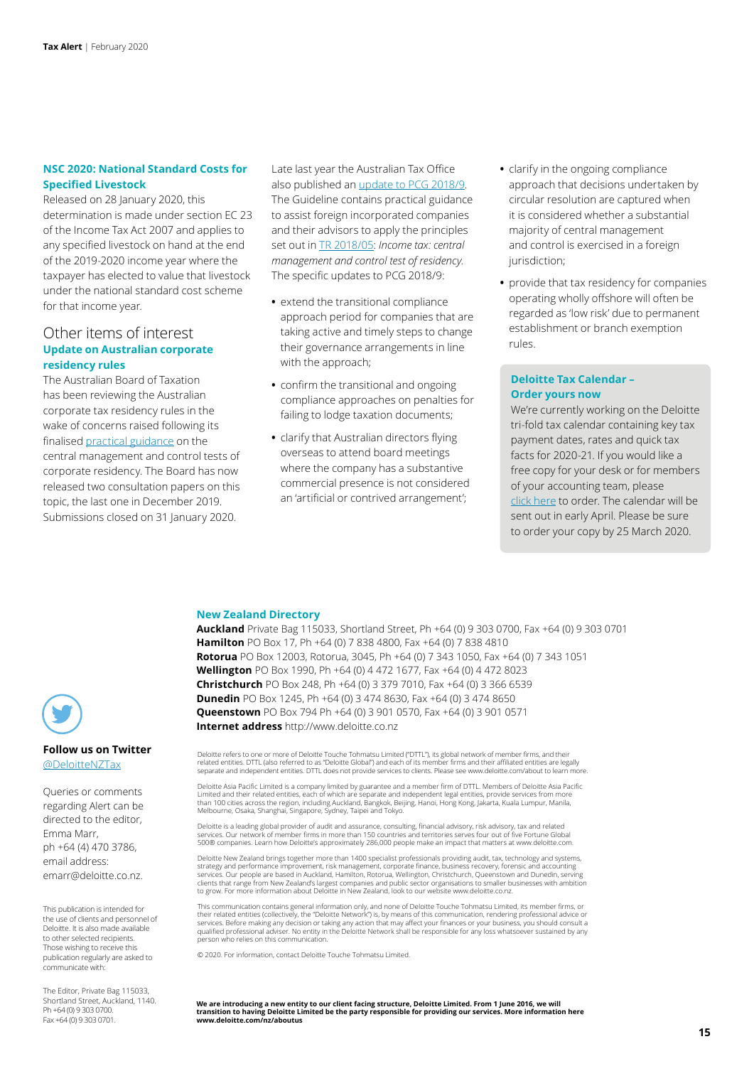### NSC 2020: National Standard Costs for Specified Livestock

Released on 28 January 2020, this determination is made under section EC 23 of the Income Tax Act 2007 and applies to any specified livestock on hand at the end of the 2019-2020 income year where the taxpayer has elected to value that livestock under the national standard cost scheme for that income year.

## Other items of interest

### Update on Australian corporate residency rules

The Australian Board of Taxation has been reviewing the Australian corporate tax residency rules in the wake of concerns raised following its finalised practical guidance on the central management and control tests of corporate residency. The Board has now released two consultation papers on this topic, the last one in December 2019. Submissions closed on 31 January 2020.

Late last year the Australian Tax Office also published an update to PCG 2018/9. The Guideline contains practical guidance to assist foreign incorporated companies and their advisors to apply the principles set out in TR 2018/05: *Income tax: central management and control test of residency.* The specific updates to PCG 2018/9:

- extend the transitional compliance approach period for companies that are taking active and timely steps to change their governance arrangements in line with the approach;
- confirm the transitional and ongoing compliance approaches on penalties for failing to lodge taxation documents;
- clarify that Australian directors flying overseas to attend board meetings where the company has a substantive commercial presence is not considered an 'artificial or contrived arrangement';
- clarify in the ongoing compliance approach that decisions undertaken by circular resolution are captured when it is considered whether a substantial majority of central management and control is exercised in a foreign jurisdiction;
- provide that tax residency for companies operating wholly offshore will often be regarded as 'low risk' due to permanent establishment or branch exemption rules.

### Deloitte Tax Calendar – Order yours now

We're currently working on the Deloitte tri-fold tax calendar containing key tax payment dates, rates and quick tax facts for 2020-21. If you would like a free copy for your desk or for members of your accounting team, please click here to order. The calendar will be sent out in early April. Please be sure to order your copy by 25 March 2020.

**Follow us on Twitter**
@DeloitteNZTax

Queries or comments regarding Alert can be directed to the editor, Emma Marr, ph +64 (4) 470 3786, email address: emarr@deloitte.co.nz.

This publication is intended for the use of clients and personnel of Deloitte. It is also made available to other selected recipients. Those wishing to receive this publication regularly are asked to communicate with:

The Editor, Private Bag 115033, Shortland Street, Auckland, 1140.
Ph +64 (0) 9 303 0700.
Fax +64 (0) 9 303 0701.

### New Zealand Directory

**Auckland** Private Bag 115033, Shortland Street, Ph +64 (0) 9 303 0700, Fax +64 (0) 9 303 0701
**Hamilton** PO Box 17, Ph +64 (0) 7 838 4800, Fax +64 (0) 7 838 4810
**Rotorua** PO Box 12003, Rotorua, 3045, Ph +64 (0) 7 343 1050, Fax +64 (0) 7 343 1051
**Wellington** PO Box 1990, Ph +64 (0) 4 472 1677, Fax +64 (0) 4 472 8023
**Christchurch** PO Box 248, Ph +64 (0) 3 379 7010, Fax +64 (0) 3 366 6539
**Dunedin** PO Box 1245, Ph +64 (0) 3 474 8630, Fax +64 (0) 3 474 8650
**Queenstown** PO Box 794 Ph +64 (0) 3 901 0570, Fax +64 (0) 3 901 0571
**Internet address** http://www.deloitte.co.nz

Deloitte refers to one or more of Deloitte Touche Tohmatsu Limited ("DTTL"), its global network of member firms, and their related entities. DTTL (also referred to as "Deloitte Global") and each of its member firms and their affiliated entities are legally separate and independent entities. DTTL does not provide services to clients. Please see www.deloitte.com/about to learn more.

Deloitte Asia Pacific Limited is a company limited by guarantee and a member firm of DTTL. Members of Deloitte Asia Pacific Limited and their related entities, each of which are separate and independent legal entities, provide services from more than 100 cities across the region, including Auckland, Bangkok, Beijing, Hanoi, Hong Kong, Jakarta, Kuala Lumpur, Manila, Melbourne, Osaka, Shanghai, Singapore, Sydney, Taipei and Tokyo.

Deloitte is a leading global provider of audit and assurance, consulting, financial advisory, risk advisory, tax and related services. Our network of member firms in more than 150 countries and territories serves four out of five Fortune Global 500® companies. Learn how Deloitte's approximately 286,000 people make an impact that matters at www.deloitte.com.

Deloitte New Zealand brings together more than 1400 specialist professionals providing audit, tax, technology and systems, strategy and performance improvement, risk management, corporate finance, business recovery, forensic and accounting services. Our people are based in Auckland, Hamilton, Rotorua, Wellington, Christchurch, Queenstown and Dunedin, serving clients that range from New Zealand's largest companies and public sector organisations to smaller businesses with ambition to grow. For more information about Deloitte in New Zealand, look to our website www.deloitte.co.nz.

This communication contains general information only, and none of Deloitte Touche Tohmatsu Limited, its member firms, or their related entities (collectively, the "Deloitte Network") is, by means of this communication, rendering professional advice or services. Before making any decision or taking any action that may affect your finances or your business, you should consult a qualified professional adviser. No entity in the Deloitte Network shall be responsible for any loss whatsoever sustained by any person who relies on this communication.

© 2020. For information, contact Deloitte Touche Tohmatsu Limited.

**We are introducing a new entity to our client facing structure, Deloitte Limited. From 1 June 2016, we will transition to having Deloitte Limited be the party responsible for providing our services. More information here www.deloitte.com/nz/aboutus**